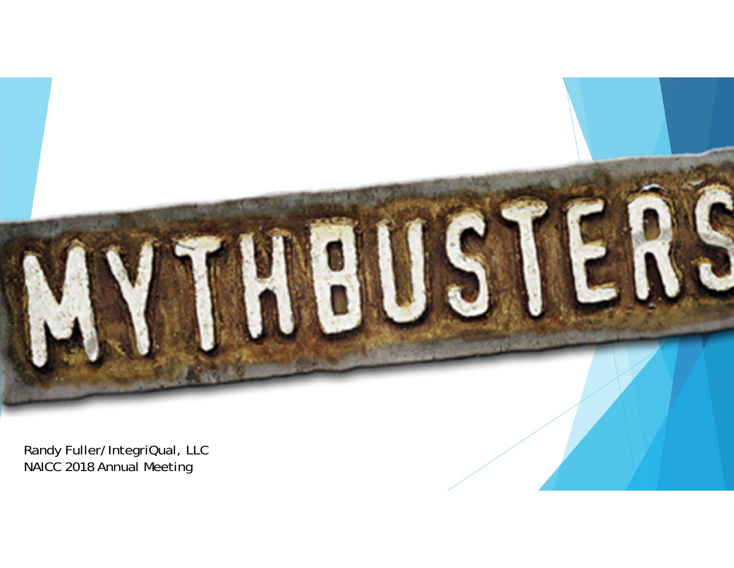# MYTHBUSTERS

Randy Fuller/IntegriQual, LLC
NAICC 2018 Annual Meeting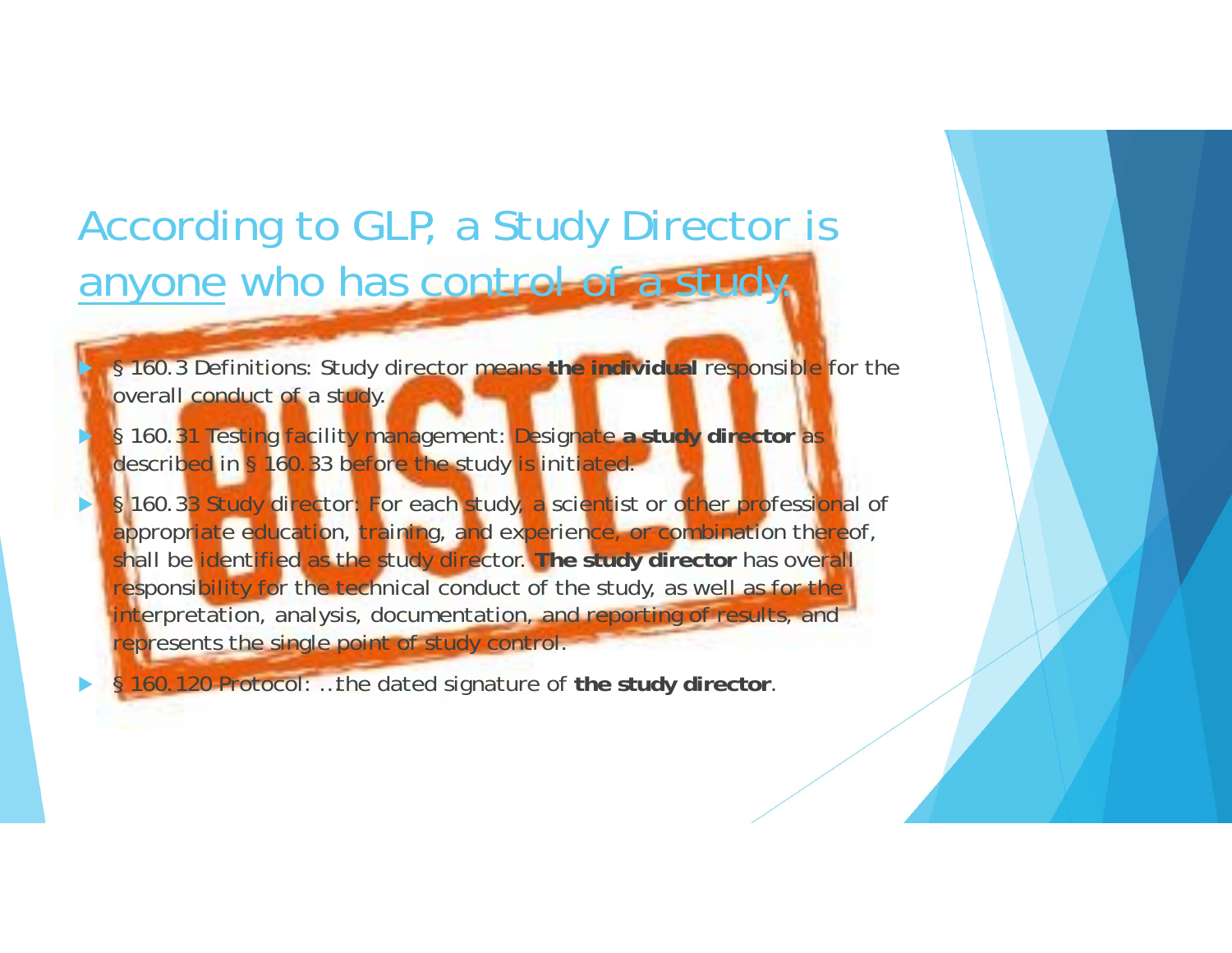# According to GLP, a Study Director is anyone who has control of a study.

BUSTED

- § 160.3 Definitions: Study director means **the individual** responsible for the overall conduct of a study.
- § 160.31 Testing facility management: Designate **a study director** as described in § 160.33 before the study is initiated.
- § 160.33 Study director: For each study, a scientist or other professional of appropriate education, training, and experience, or combination thereof, shall be identified as the study director. **The study director** has overall responsibility for the technical conduct of the study, as well as for the interpretation, analysis, documentation, and reporting of results, and represents the single point of study control.
- § 160.120 Protocol: …the dated signature of **the study director**.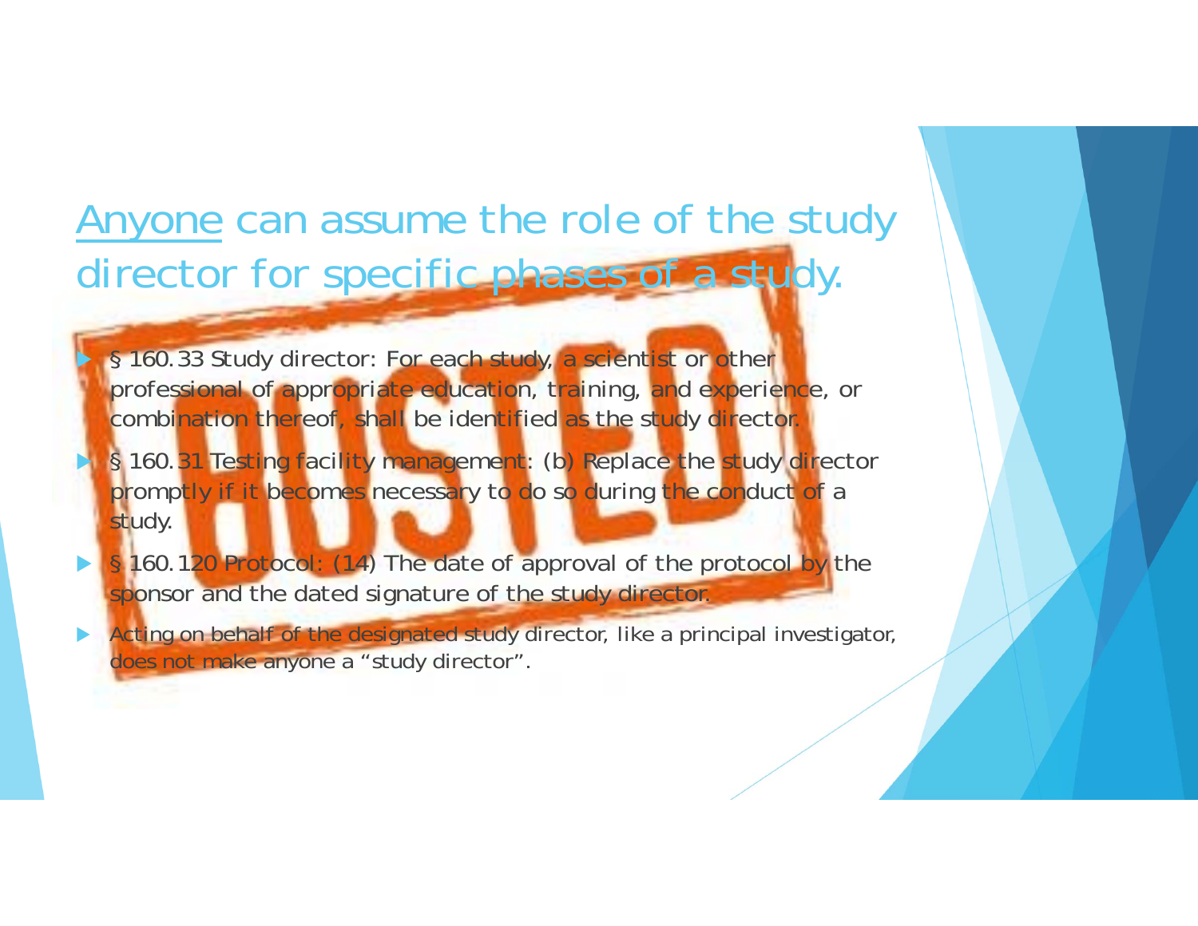# Anyone can assume the role of the study director for specific phases of a study.

BUSTED

- § 160.33 Study director: For each study, a scientist or other professional of appropriate education, training, and experience, or combination thereof, shall be identified as the study director.
- § 160.31 Testing facility management: (b) Replace the study director promptly if it becomes necessary to do so during the conduct of a study.
- § 160.120 Protocol: (14) The date of approval of the protocol by the sponsor and the dated signature of the study director.
- Acting on behalf of the designated study director, like a principal investigator, does not make anyone a "study director".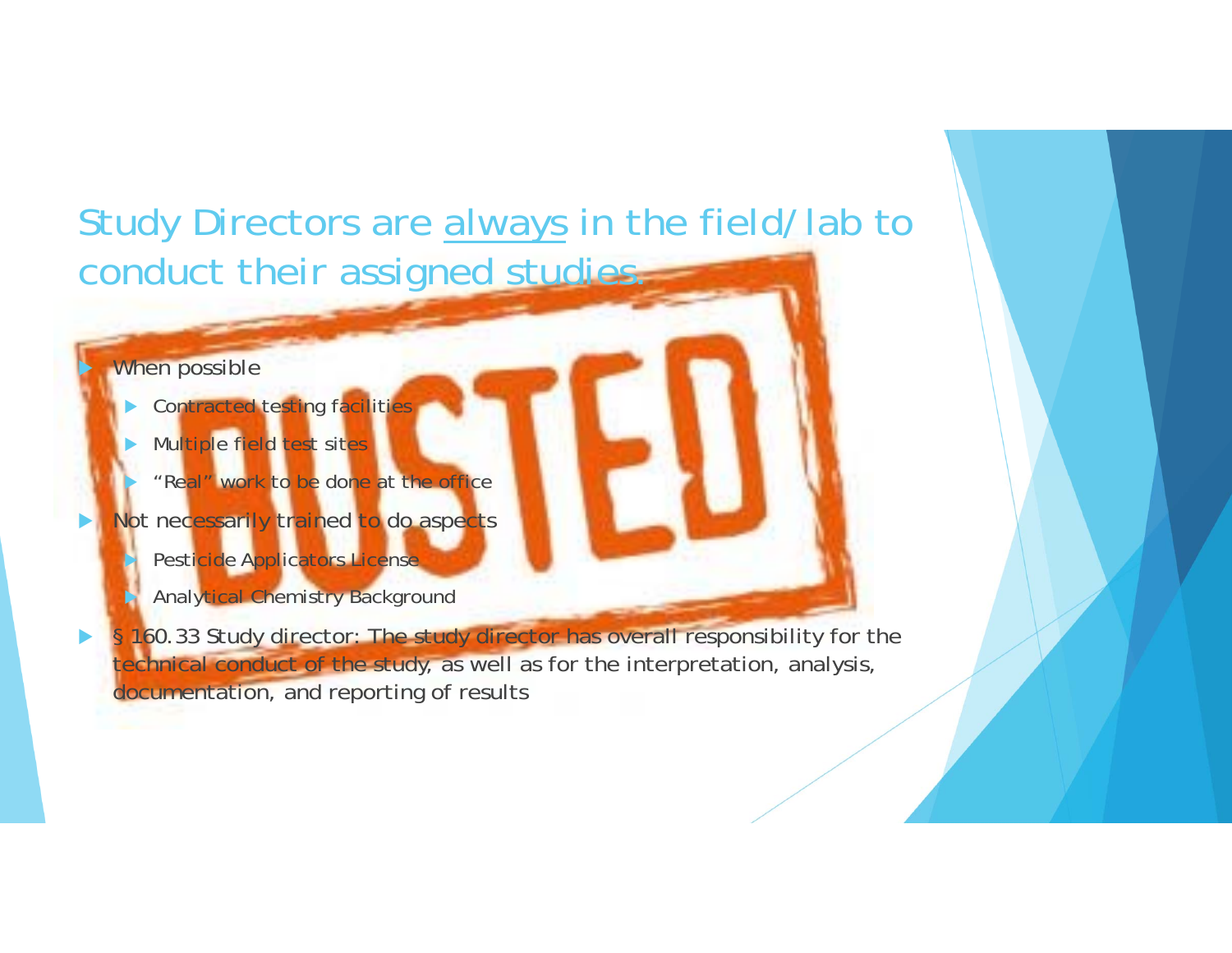## Study Directors are <u>always</u> in the field/lab to conduct their assigned studies.

BUSTED

- When possible
  - Contracted testing facilities
  - Multiple field test sites
  - "Real" work to be done at the office
- Not necessarily trained to do aspects
  - Pesticide Applicators License
  - Analytical Chemistry Background
- § 160.33 Study director: The study director has overall responsibility for the technical conduct of the study, as well as for the interpretation, analysis, documentation, and reporting of results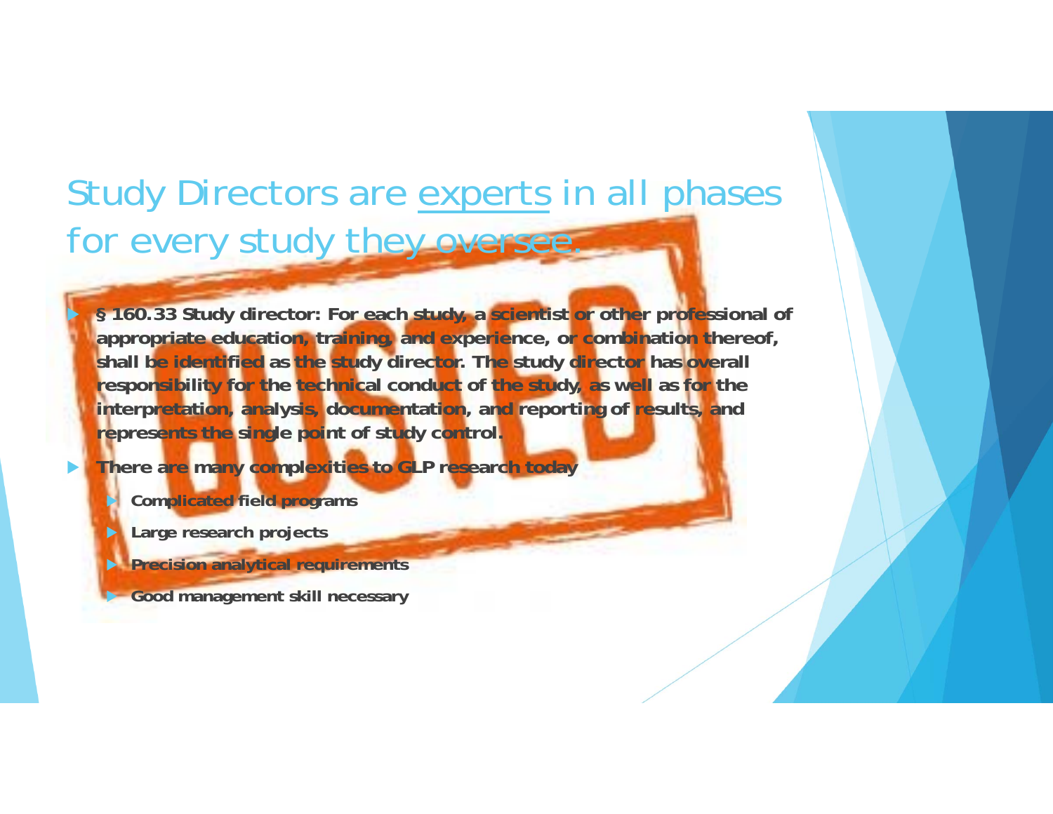# Study Directors are experts in all phases for every study they oversee.

- **§ 160.33 Study director: For each study, a scientist or other professional of appropriate education, training, and experience, or combination thereof, shall be identified as the study director. The study director has overall responsibility for the technical conduct of the study, as well as for the interpretation, analysis, documentation, and reporting of results, and represents the single point of study control.**
- **There are many complexities to GLP research today**
  - **Complicated field programs**
  - **Large research projects**
  - **Precision analytical requirements**
  - **Good management skill necessary**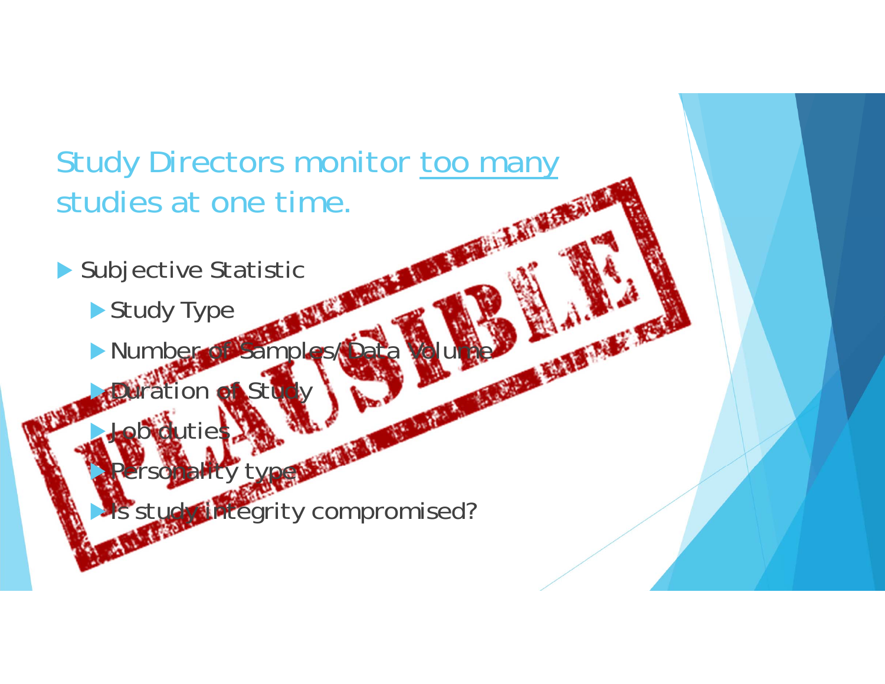## Study Directors monitor too many studies at one time.

- Subjective Statistic
  - Study Type
  - Number of Samples/Data Volume
  - Duration of Study
  - Job duties
  - Personality type
  - Is study integrity compromised?

PLAUSIBLE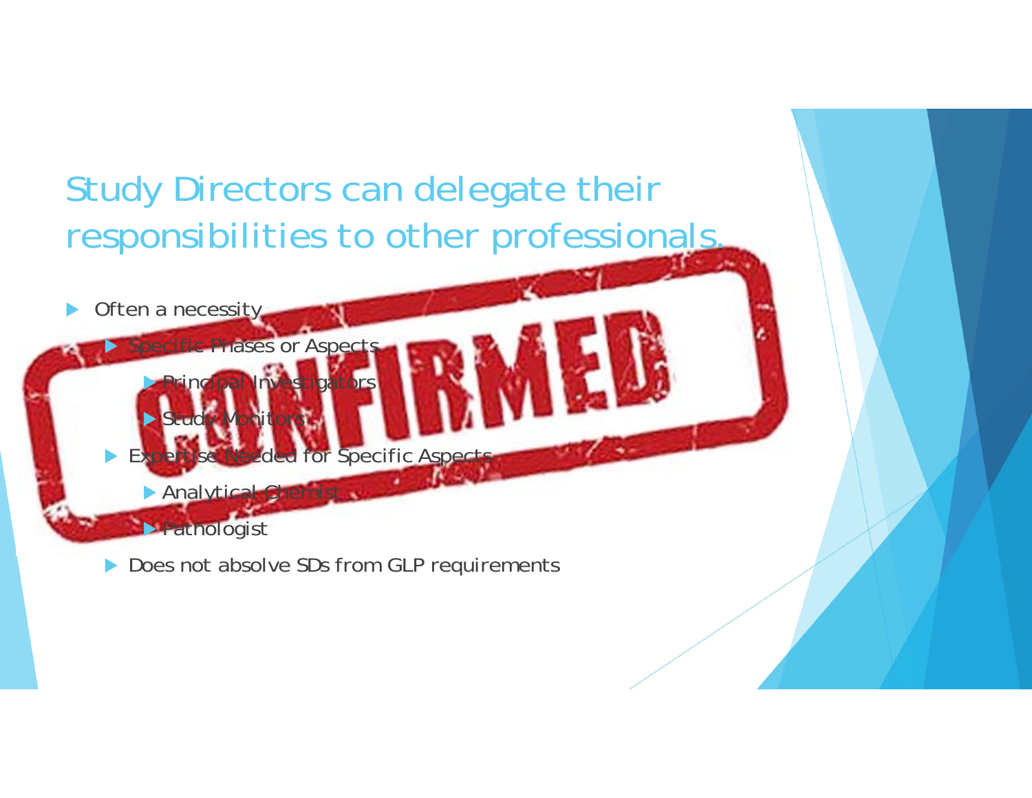# Study Directors can delegate their responsibilities to other professionals.

- Often a necessity
  - Specific Phases or Aspects
    - Principal Investigators
    - Study Monitors
  - Expertise Needed for Specific Aspects
    - Analytical Chemist
    - Pathologist
  - Does not absolve SDs from GLP requirements

CONFIRMED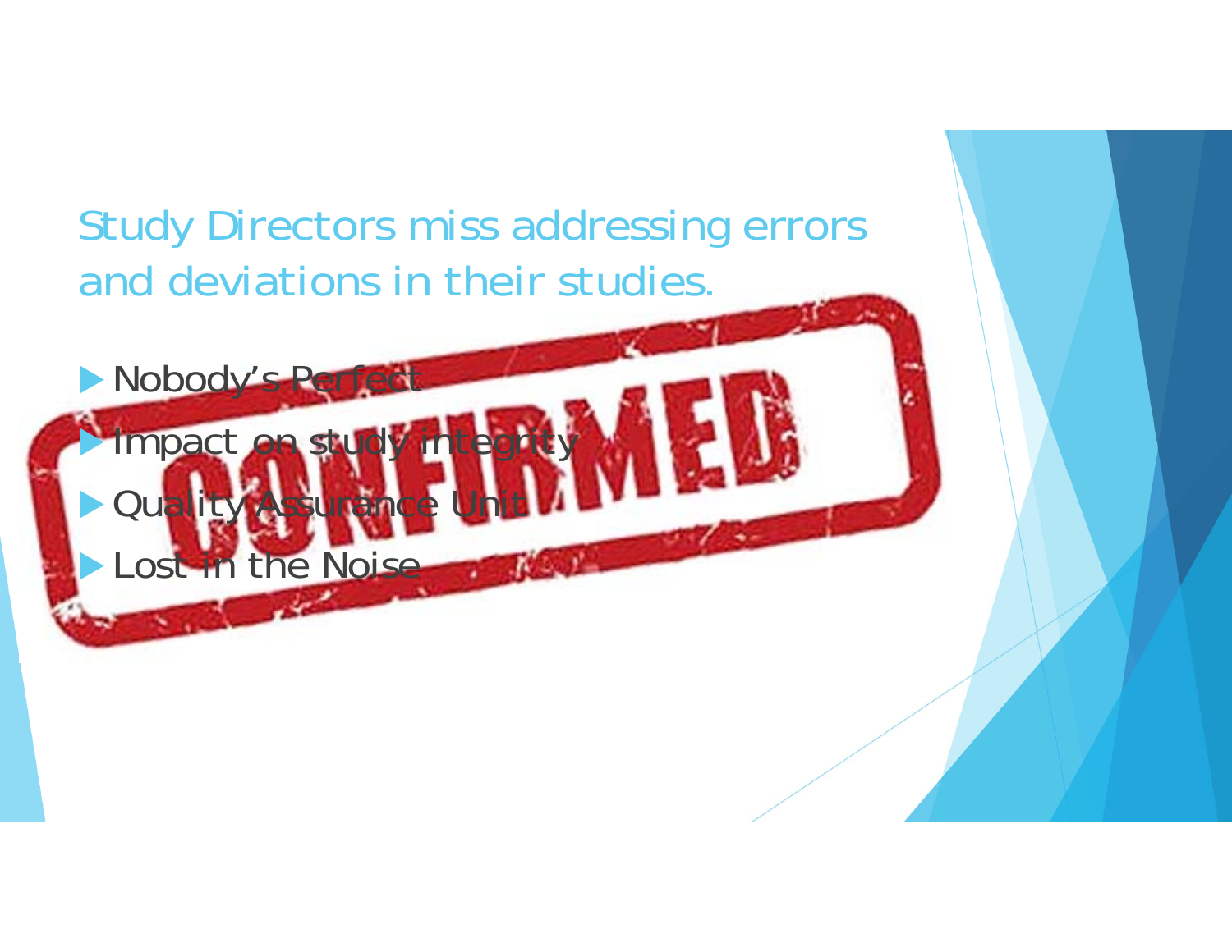## Study Directors miss addressing errors and deviations in their studies.

- Nobody's Perfect
- Impact on study integrity
- Quality Assurance Unit
- Lost in the Noise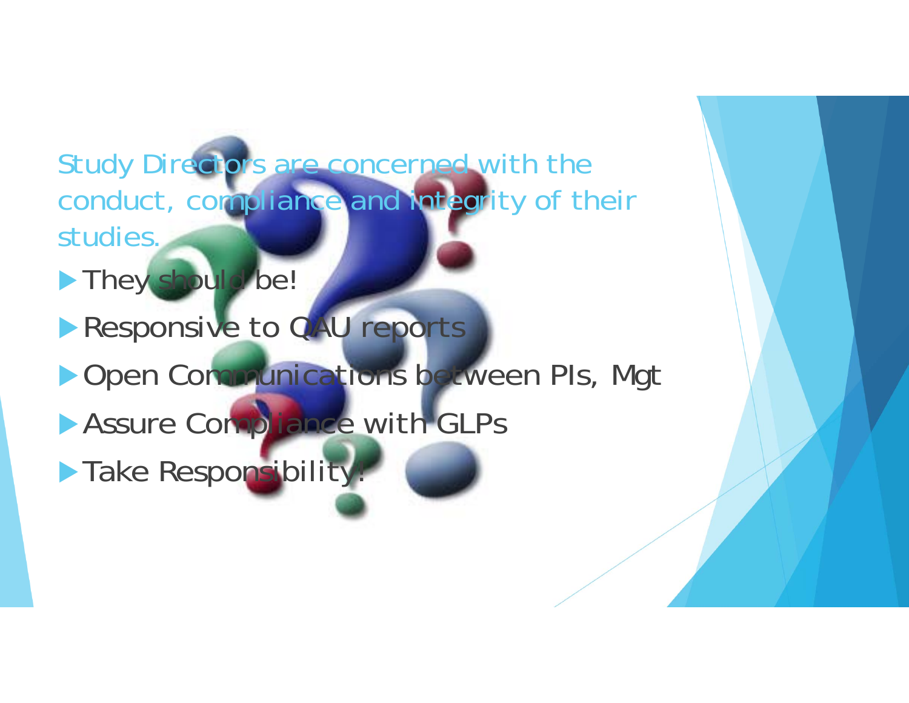Study Directors are concerned with the conduct, compliance and integrity of their studies.

- They should be!
- Responsive to QAU reports
- Open Communications between PIs, Mgt
- Assure Compliance with GLPs
- Take Responsibility!